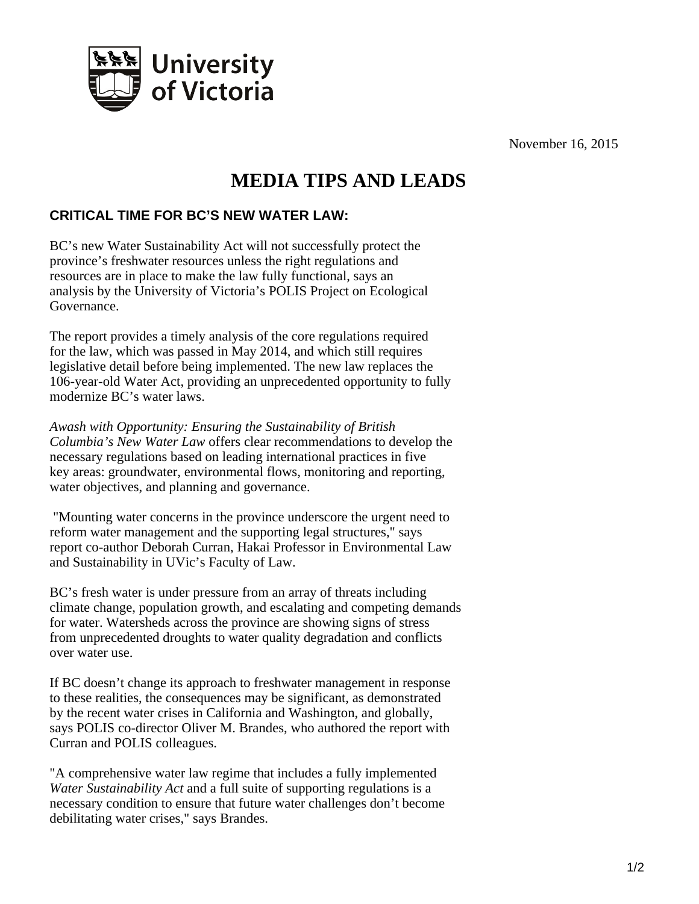University of Victoria

November 16, 2015

# MEDIA TIPS AND LEADS

## CRITICAL TIME FOR BC'S NEW WATER LAW:

BC's new Water Sustainability Act will not successfully protect the province's freshwater resources unless the right regulations and resources are in place to make the law fully functional, says an analysis by the University of Victoria's POLIS Project on Ecological Governance.

The report provides a timely analysis of the core regulations required for the law, which was passed in May 2014, and which still requires legislative detail before being implemented. The new law replaces the 106-year-old Water Act, providing an unprecedented opportunity to fully modernize BC's water laws.

*Awash with Opportunity: Ensuring the Sustainability of British Columbia's New Water Law* offers clear recommendations to develop the necessary regulations based on leading international practices in five key areas: groundwater, environmental flows, monitoring and reporting, water objectives, and planning and governance.

"Mounting water concerns in the province underscore the urgent need to reform water management and the supporting legal structures," says report co-author Deborah Curran, Hakai Professor in Environmental Law and Sustainability in UVic's Faculty of Law.

BC's fresh water is under pressure from an array of threats including climate change, population growth, and escalating and competing demands for water. Watersheds across the province are showing signs of stress from unprecedented droughts to water quality degradation and conflicts over water use.

If BC doesn't change its approach to freshwater management in response to these realities, the consequences may be significant, as demonstrated by the recent water crises in California and Washington, and globally, says POLIS co-director Oliver M. Brandes, who authored the report with Curran and POLIS colleagues.

"A comprehensive water law regime that includes a fully implemented *Water Sustainability Act* and a full suite of supporting regulations is a necessary condition to ensure that future water challenges don't become debilitating water crises," says Brandes.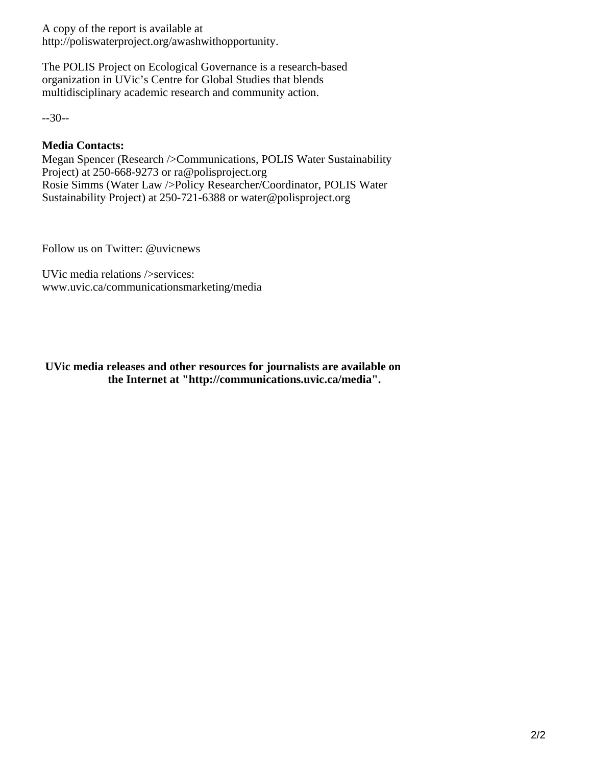A copy of the report is available at http://poliswaterproject.org/awashwithopportunity.

The POLIS Project on Ecological Governance is a research-based organization in UVic's Centre for Global Studies that blends multidisciplinary academic research and community action.

--30--

**Media Contacts:**
Megan Spencer (Research />Communications, POLIS Water Sustainability Project) at 250-668-9273 or ra@polisproject.org
Rosie Simms (Water Law />Policy Researcher/Coordinator, POLIS Water Sustainability Project) at 250-721-6388 or water@polisproject.org

Follow us on Twitter: @uvicnews

UVic media relations />services: www.uvic.ca/communicationsmarketing/media

**UVic media releases and other resources for journalists are available on the Internet at "http://communications.uvic.ca/media".**